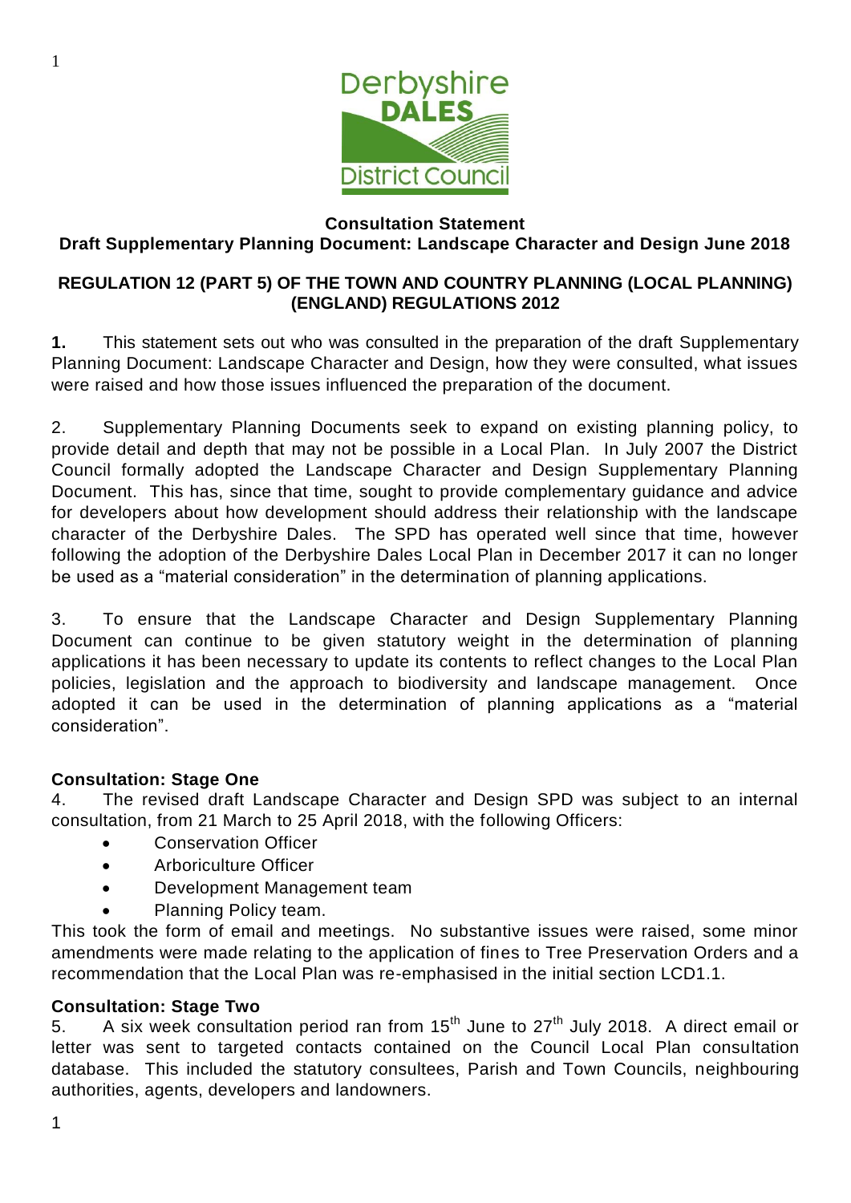Derbyshire DALES District Council

**Consultation Statement**
**Draft Supplementary Planning Document: Landscape Character and Design June 2018**

**REGULATION 12 (PART 5) OF THE TOWN AND COUNTRY PLANNING (LOCAL PLANNING) (ENGLAND) REGULATIONS 2012**

**1.** This statement sets out who was consulted in the preparation of the draft Supplementary Planning Document: Landscape Character and Design, how they were consulted, what issues were raised and how those issues influenced the preparation of the document.

2. Supplementary Planning Documents seek to expand on existing planning policy, to provide detail and depth that may not be possible in a Local Plan. In July 2007 the District Council formally adopted the Landscape Character and Design Supplementary Planning Document. This has, since that time, sought to provide complementary guidance and advice for developers about how development should address their relationship with the landscape character of the Derbyshire Dales. The SPD has operated well since that time, however following the adoption of the Derbyshire Dales Local Plan in December 2017 it can no longer be used as a "material consideration" in the determination of planning applications.

3. To ensure that the Landscape Character and Design Supplementary Planning Document can continue to be given statutory weight in the determination of planning applications it has been necessary to update its contents to reflect changes to the Local Plan policies, legislation and the approach to biodiversity and landscape management. Once adopted it can be used in the determination of planning applications as a "material consideration".

**Consultation: Stage One**

4. The revised draft Landscape Character and Design SPD was subject to an internal consultation, from 21 March to 25 April 2018, with the following Officers:

- Conservation Officer
- Arboriculture Officer
- Development Management team
- Planning Policy team.

This took the form of email and meetings. No substantive issues were raised, some minor amendments were made relating to the application of fines to Tree Preservation Orders and a recommendation that the Local Plan was re-emphasised in the initial section LCD1.1.

**Consultation: Stage Two**

5. A six week consultation period ran from 15th June to 27th July 2018. A direct email or letter was sent to targeted contacts contained on the Council Local Plan consultation database. This included the statutory consultees, Parish and Town Councils, neighbouring authorities, agents, developers and landowners.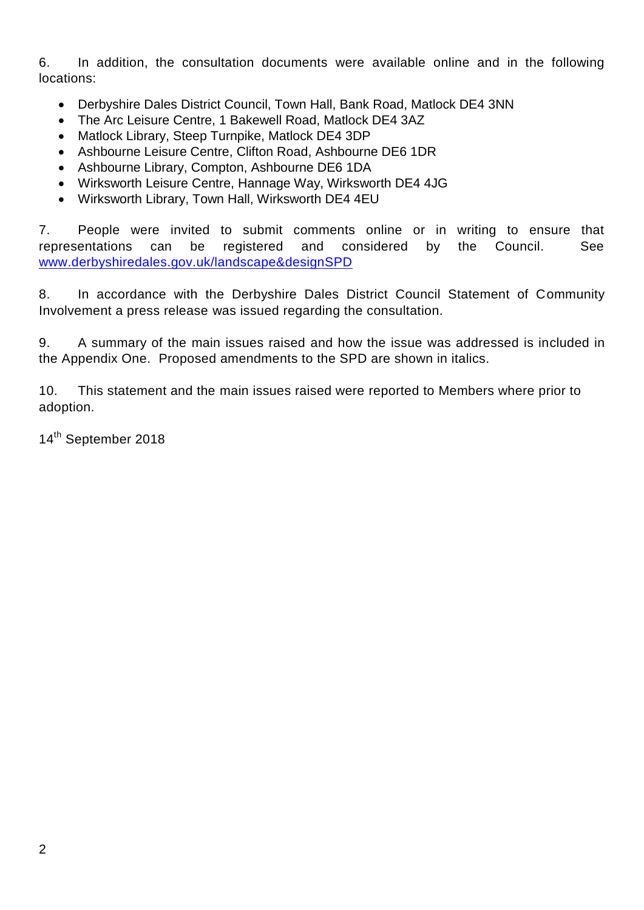6. In addition, the consultation documents were available online and in the following locations:

- Derbyshire Dales District Council, Town Hall, Bank Road, Matlock DE4 3NN
- The Arc Leisure Centre, 1 Bakewell Road, Matlock DE4 3AZ
- Matlock Library, Steep Turnpike, Matlock DE4 3DP
- Ashbourne Leisure Centre, Clifton Road, Ashbourne DE6 1DR
- Ashbourne Library, Compton, Ashbourne DE6 1DA
- Wirksworth Leisure Centre, Hannage Way, Wirksworth DE4 4JG
- Wirksworth Library, Town Hall, Wirksworth DE4 4EU

7. People were invited to submit comments online or in writing to ensure that representations can be registered and considered by the Council. See www.derbyshiredales.gov.uk/landscape&designSPD

8. In accordance with the Derbyshire Dales District Council Statement of Community Involvement a press release was issued regarding the consultation.

9. A summary of the main issues raised and how the issue was addressed is included in the Appendix One. Proposed amendments to the SPD are shown in italics.

10. This statement and the main issues raised were reported to Members where prior to adoption.

14th September 2018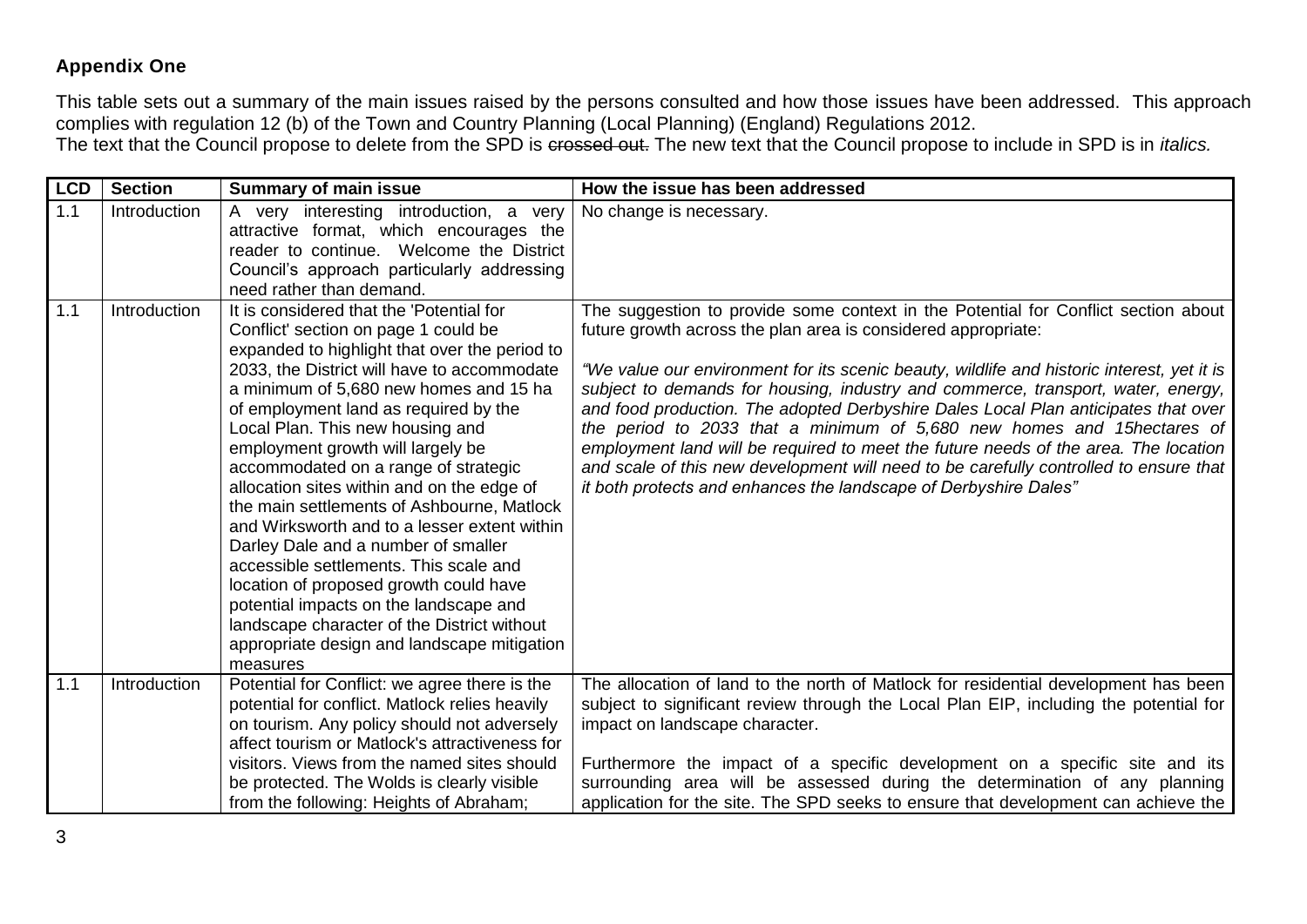**Appendix One**

This table sets out a summary of the main issues raised by the persons consulted and how those issues have been addressed. This approach complies with regulation 12 (b) of the Town and Country Planning (Local Planning) (England) Regulations 2012.
The text that the Council propose to delete from the SPD is ~~crossed out.~~ The new text that the Council propose to include in SPD is in *italics.*

| LCD | Section | Summary of main issue | How the issue has been addressed |
|---|---|---|---|
| 1.1 | Introduction | A very interesting introduction, a very attractive format, which encourages the reader to continue. Welcome the District Council's approach particularly addressing need rather than demand. | No change is necessary. |
| 1.1 | Introduction | It is considered that the 'Potential for Conflict' section on page 1 could be expanded to highlight that over the period to 2033, the District will have to accommodate a minimum of 5,680 new homes and 15 ha of employment land as required by the Local Plan. This new housing and employment growth will largely be accommodated on a range of strategic allocation sites within and on the edge of the main settlements of Ashbourne, Matlock and Wirksworth and to a lesser extent within Darley Dale and a number of smaller accessible settlements. This scale and location of proposed growth could have potential impacts on the landscape and landscape character of the District without appropriate design and landscape mitigation measures | The suggestion to provide some context in the Potential for Conflict section about future growth across the plan area is considered appropriate:<br><br>*"We value our environment for its scenic beauty, wildlife and historic interest, yet it is subject to demands for housing, industry and commerce, transport, water, energy, and food production. The adopted Derbyshire Dales Local Plan anticipates that over the period to 2033 that a minimum of 5,680 new homes and 15hectares of employment land will be required to meet the future needs of the area. The location and scale of this new development will need to be carefully controlled to ensure that it both protects and enhances the landscape of Derbyshire Dales"* |
| 1.1 | Introduction | Potential for Conflict: we agree there is the potential for conflict. Matlock relies heavily on tourism. Any policy should not adversely affect tourism or Matlock's attractiveness for visitors. Views from the named sites should be protected. The Wolds is clearly visible from the following: Heights of Abraham; | The allocation of land to the north of Matlock for residential development has been subject to significant review through the Local Plan EIP, including the potential for impact on landscape character.<br><br>Furthermore the impact of a specific development on a specific site and its surrounding area will be assessed during the determination of any planning application for the site. The SPD seeks to ensure that development can achieve the |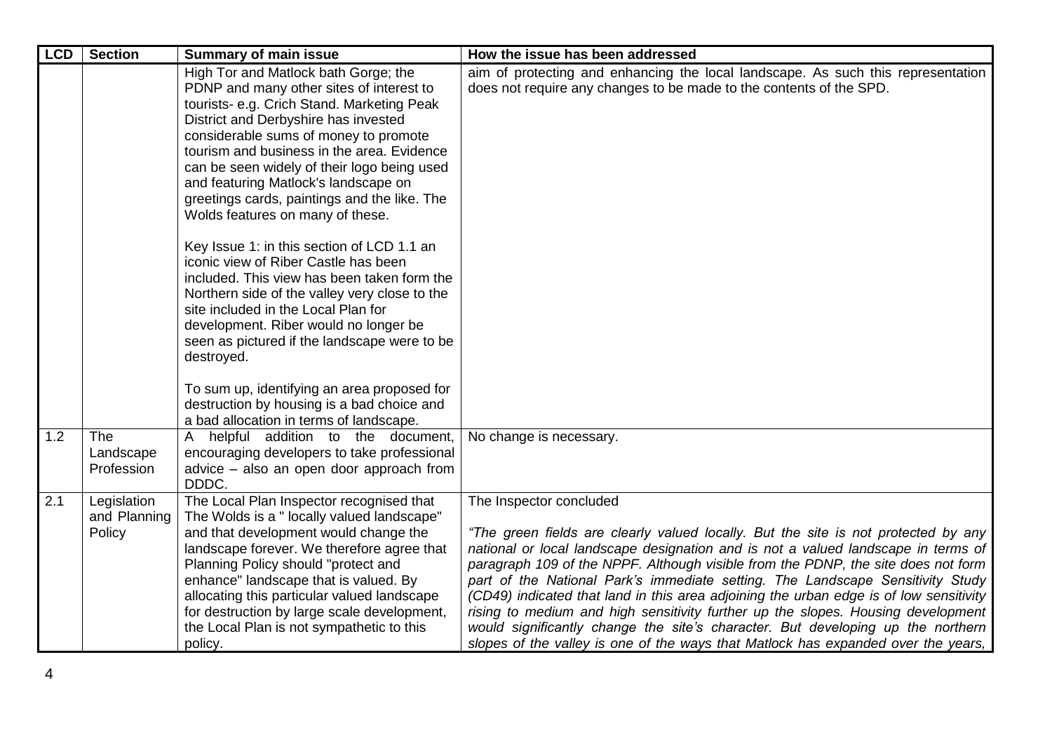| LCD | Section | Summary of main issue | How the issue has been addressed |
|---|---|---|---|
| | | High Tor and Matlock bath Gorge; the PDNP and many other sites of interest to tourists- e.g. Crich Stand. Marketing Peak District and Derbyshire has invested considerable sums of money to promote tourism and business in the area. Evidence can be seen widely of their logo being used and featuring Matlock's landscape on greetings cards, paintings and the like. The Wolds features on many of these.<br><br>Key Issue 1: in this section of LCD 1.1 an iconic view of Riber Castle has been included. This view has been taken form the Northern side of the valley very close to the site included in the Local Plan for development. Riber would no longer be seen as pictured if the landscape were to be destroyed.<br><br>To sum up, identifying an area proposed for destruction by housing is a bad choice and a bad allocation in terms of landscape. | aim of protecting and enhancing the local landscape. As such this representation does not require any changes to be made to the contents of the SPD. |
| 1.2 | The Landscape Profession | A helpful addition to the document, encouraging developers to take professional advice – also an open door approach from DDDC. | No change is necessary. |
| 2.1 | Legislation and Planning Policy | The Local Plan Inspector recognised that The Wolds is a " locally valued landscape" and that development would change the landscape forever. We therefore agree that Planning Policy should "protect and enhance" landscape that is valued. By allocating this particular valued landscape for destruction by large scale development, the Local Plan is not sympathetic to this policy. | The Inspector concluded<br><br>*"The green fields are clearly valued locally. But the site is not protected by any national or local landscape designation and is not a valued landscape in terms of paragraph 109 of the NPPF. Although visible from the PDNP, the site does not form part of the National Park's immediate setting. The Landscape Sensitivity Study (CD49) indicated that land in this area adjoining the urban edge is of low sensitivity rising to medium and high sensitivity further up the slopes. Housing development would significantly change the site's character. But developing up the northern slopes of the valley is one of the ways that Matlock has expanded over the years,* |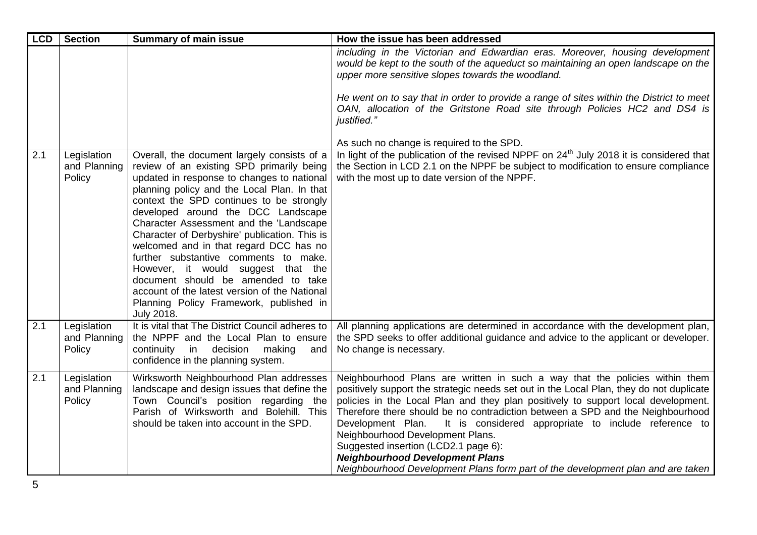| LCD | Section | Summary of main issue | How the issue has been addressed |
|---|---|---|---|
| | | | *including in the Victorian and Edwardian eras. Moreover, housing development would be kept to the south of the aqueduct so maintaining an open landscape on the upper more sensitive slopes towards the woodland.*<br><br>*He went on to say that in order to provide a range of sites within the District to meet OAN, allocation of the Gritstone Road site through Policies HC2 and DS4 is justified."*<br><br>As such no change is required to the SPD. |
| 2.1 | Legislation and Planning Policy | Overall, the document largely consists of a review of an existing SPD primarily being updated in response to changes to national planning policy and the Local Plan. In that context the SPD continues to be strongly developed around the DCC Landscape Character Assessment and the 'Landscape Character of Derbyshire' publication. This is welcomed and in that regard DCC has no further substantive comments to make. However, it would suggest that the document should be amended to take account of the latest version of the National Planning Policy Framework, published in July 2018. | In light of the publication of the revised NPPF on 24th July 2018 it is considered that the Section in LCD 2.1 on the NPPF be subject to modification to ensure compliance with the most up to date version of the NPPF. |
| 2.1 | Legislation and Planning Policy | It is vital that The District Council adheres to the NPPF and the Local Plan to ensure continuity in decision making and confidence in the planning system. | All planning applications are determined in accordance with the development plan, the SPD seeks to offer additional guidance and advice to the applicant or developer. No change is necessary. |
| 2.1 | Legislation and Planning Policy | Wirksworth Neighbourhood Plan addresses landscape and design issues that define the Town Council's position regarding the Parish of Wirksworth and Bolehill. This should be taken into account in the SPD. | Neighbourhood Plans are written in such a way that the policies within them positively support the strategic needs set out in the Local Plan, they do not duplicate policies in the Local Plan and they plan positively to support local development. Therefore there should be no contradiction between a SPD and the Neighbourhood Development Plan. It is considered appropriate to include reference to Neighbourhood Development Plans.<br>Suggested insertion (LCD2.1 page 6):<br>***Neighbourhood Development Plans***<br>*Neighbourhood Development Plans form part of the development plan and are taken* |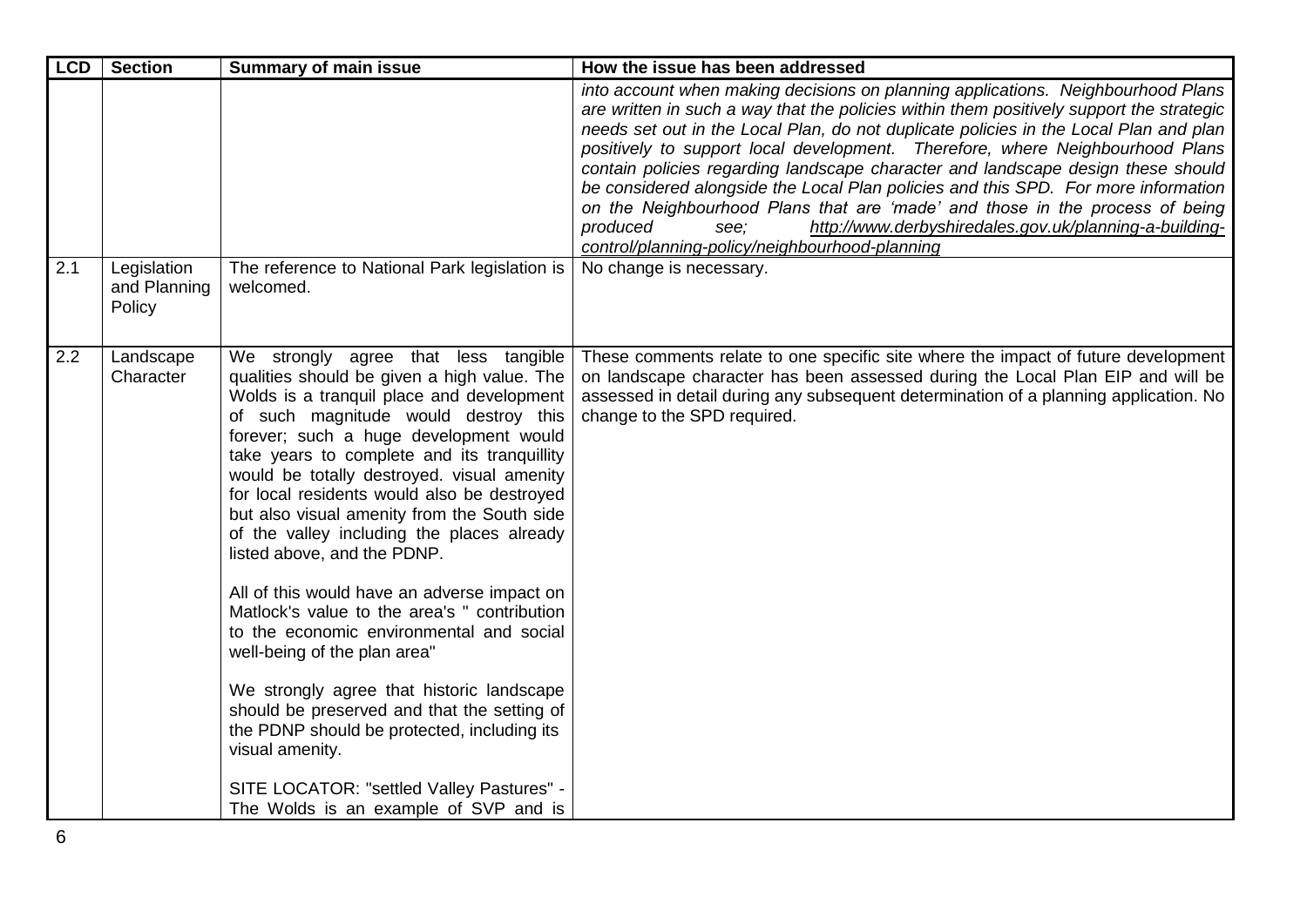| LCD | Section | Summary of main issue | How the issue has been addressed |
|---|---|---|---|
| | | | *into account when making decisions on planning applications. Neighbourhood Plans are written in such a way that the policies within them positively support the strategic needs set out in the Local Plan, do not duplicate policies in the Local Plan and plan positively to support local development. Therefore, where Neighbourhood Plans contain policies regarding landscape character and landscape design these should be considered alongside the Local Plan policies and this SPD. For more information on the Neighbourhood Plans that are 'made' and those in the process of being produced see; [http://www.derbyshiredales.gov.uk/planning-a-building-control/planning-policy/neighbourhood-planning](http://www.derbyshiredales.gov.uk/planning-a-building-control/planning-policy/neighbourhood-planning)* |
| 2.1 | Legislation and Planning Policy | The reference to National Park legislation is welcomed. | No change is necessary. |
| 2.2 | Landscape Character | We strongly agree that less tangible qualities should be given a high value. The Wolds is a tranquil place and development of such magnitude would destroy this forever; such a huge development would take years to complete and its tranquillity would be totally destroyed. visual amenity for local residents would also be destroyed but also visual amenity from the South side of the valley including the places already listed above, and the PDNP.<br><br>All of this would have an adverse impact on Matlock's value to the area's " contribution to the economic environmental and social well-being of the plan area"<br><br>We strongly agree that historic landscape should be preserved and that the setting of the PDNP should be protected, including its visual amenity.<br><br>SITE LOCATOR: "settled Valley Pastures" - The Wolds is an example of SVP and is | These comments relate to one specific site where the impact of future development on landscape character has been assessed during the Local Plan EIP and will be assessed in detail during any subsequent determination of a planning application. No change to the SPD required. |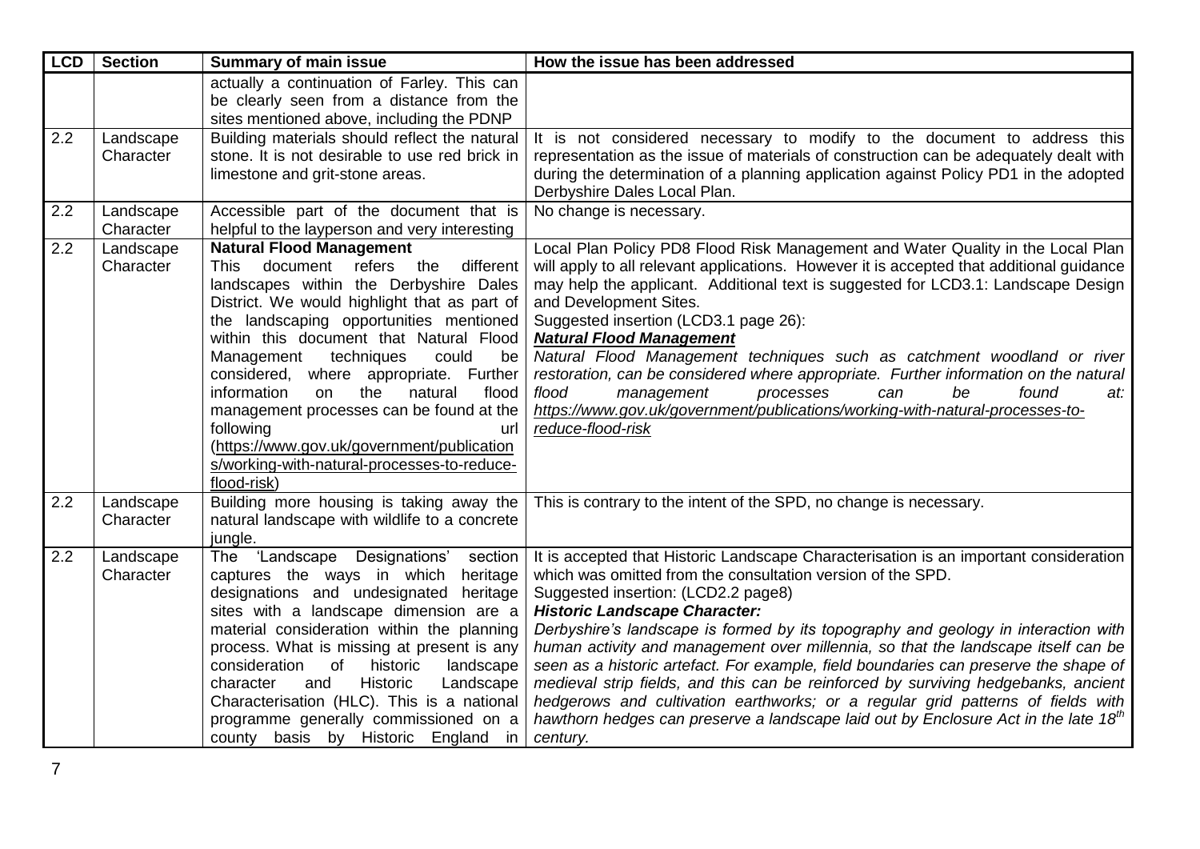| LCD | Section | Summary of main issue | How the issue has been addressed |
|---|---|---|---|
| | | actually a continuation of Farley. This can be clearly seen from a distance from the sites mentioned above, including the PDNP | |
| 2.2 | Landscape Character | Building materials should reflect the natural stone. It is not desirable to use red brick in limestone and grit-stone areas. | It is not considered necessary to modify to the document to address this representation as the issue of materials of construction can be adequately dealt with during the determination of a planning application against Policy PD1 in the adopted Derbyshire Dales Local Plan. |
| 2.2 | Landscape Character | Accessible part of the document that is helpful to the layperson and very interesting | No change is necessary. |
| 2.2 | Landscape Character | **Natural Flood Management**<br>This document refers the different landscapes within the Derbyshire Dales District. We would highlight that as part of the landscaping opportunities mentioned within this document that Natural Flood Management techniques could be considered, where appropriate. Further information on the natural flood management processes can be found at the following url (<u>https://www.gov.uk/government/publications/working-with-natural-processes-to-reduce-flood-risk</u>) | Local Plan Policy PD8 Flood Risk Management and Water Quality in the Local Plan will apply to all relevant applications. However it is accepted that additional guidance may help the applicant. Additional text is suggested for LCD3.1: Landscape Design and Development Sites.<br>Suggested insertion (LCD3.1 page 26):<br>***<u>Natural Flood Management</u>***<br>*Natural Flood Management techniques such as catchment woodland or river restoration, can be considered where appropriate. Further information on the natural flood management processes can be found at: <u>https://www.gov.uk/government/publications/working-with-natural-processes-to-reduce-flood-risk</u>* |
| 2.2 | Landscape Character | Building more housing is taking away the natural landscape with wildlife to a concrete jungle. | This is contrary to the intent of the SPD, no change is necessary. |
| 2.2 | Landscape Character | The 'Landscape Designations' section captures the ways in which heritage designations and undesignated heritage sites with a landscape dimension are a material consideration within the planning process. What is missing at present is any consideration of historic landscape character and Historic Landscape Characterisation (HLC). This is a national programme generally commissioned on a county basis by Historic England in | It is accepted that Historic Landscape Characterisation is an important consideration which was omitted from the consultation version of the SPD.<br>Suggested insertion: (LCD2.2 page8)<br>***Historic Landscape Character:***<br>*Derbyshire's landscape is formed by its topography and geology in interaction with human activity and management over millennia, so that the landscape itself can be seen as a historic artefact. For example, field boundaries can preserve the shape of medieval strip fields, and this can be reinforced by surviving hedgebanks, ancient hedgerows and cultivation earthworks; or a regular grid patterns of fields with hawthorn hedges can preserve a landscape laid out by Enclosure Act in the late 18th century.* |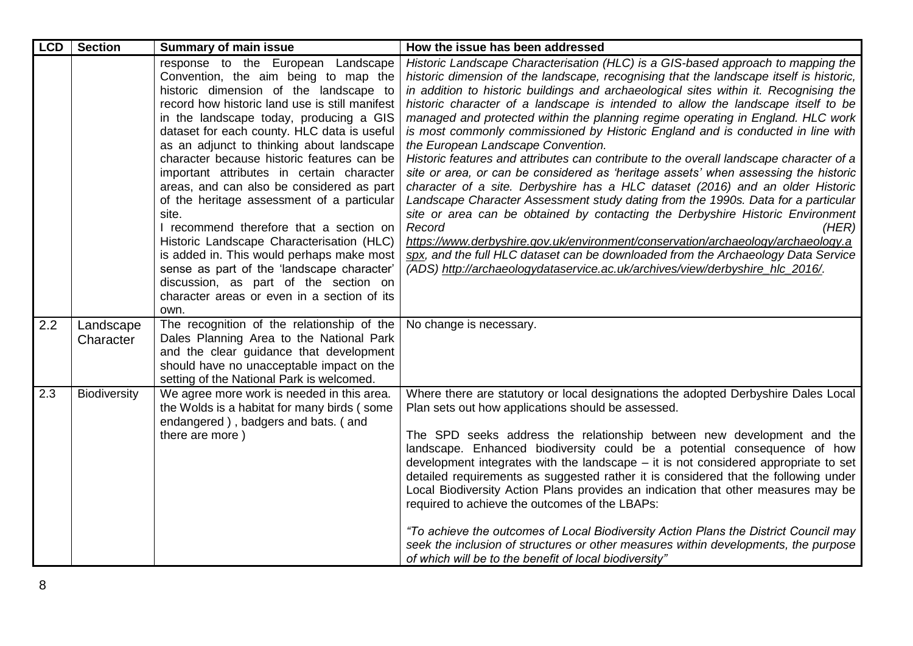| LCD | Section | Summary of main issue | How the issue has been addressed |
|---|---|---|---|
| | | response to the European Landscape Convention, the aim being to map the historic dimension of the landscape to record how historic land use is still manifest in the landscape today, producing a GIS dataset for each county. HLC data is useful as an adjunct to thinking about landscape character because historic features can be important attributes in certain character areas, and can also be considered as part of the heritage assessment of a particular site.<br>I recommend therefore that a section on Historic Landscape Characterisation (HLC) is added in. This would perhaps make most sense as part of the 'landscape character' discussion, as part of the section on character areas or even in a section of its own. | *Historic Landscape Characterisation (HLC) is a GIS-based approach to mapping the historic dimension of the landscape, recognising that the landscape itself is historic, in addition to historic buildings and archaeological sites within it. Recognising the historic character of a landscape is intended to allow the landscape itself to be managed and protected within the planning regime operating in England. HLC work is most commonly commissioned by Historic England and is conducted in line with the European Landscape Convention.*<br>*Historic features and attributes can contribute to the overall landscape character of a site or area, or can be considered as 'heritage assets' when assessing the historic character of a site. Derbyshire has a HLC dataset (2016) and an older Historic Landscape Character Assessment study dating from the 1990s. Data for a particular site or area can be obtained by contacting the Derbyshire Historic Environment Record (HER) https://www.derbyshire.gov.uk/environment/conservation/archaeology/archaeology.aspx, and the full HLC dataset can be downloaded from the Archaeology Data Service (ADS) http://archaeologydataservice.ac.uk/archives/view/derbyshire_hlc_2016/.* |
| 2.2 | Landscape Character | The recognition of the relationship of the Dales Planning Area to the National Park and the clear guidance that development should have no unacceptable impact on the setting of the National Park is welcomed. | No change is necessary. |
| 2.3 | Biodiversity | We agree more work is needed in this area. the Wolds is a habitat for many birds ( some endangered ) , badgers and bats. ( and there are more ) | Where there are statutory or local designations the adopted Derbyshire Dales Local Plan sets out how applications should be assessed.<br><br>The SPD seeks address the relationship between new development and the landscape. Enhanced biodiversity could be a potential consequence of how development integrates with the landscape – it is not considered appropriate to set detailed requirements as suggested rather it is considered that the following under Local Biodiversity Action Plans provides an indication that other measures may be required to achieve the outcomes of the LBAPs:<br><br>*"To achieve the outcomes of Local Biodiversity Action Plans the District Council may seek the inclusion of structures or other measures within developments, the purpose of which will be to the benefit of local biodiversity"* |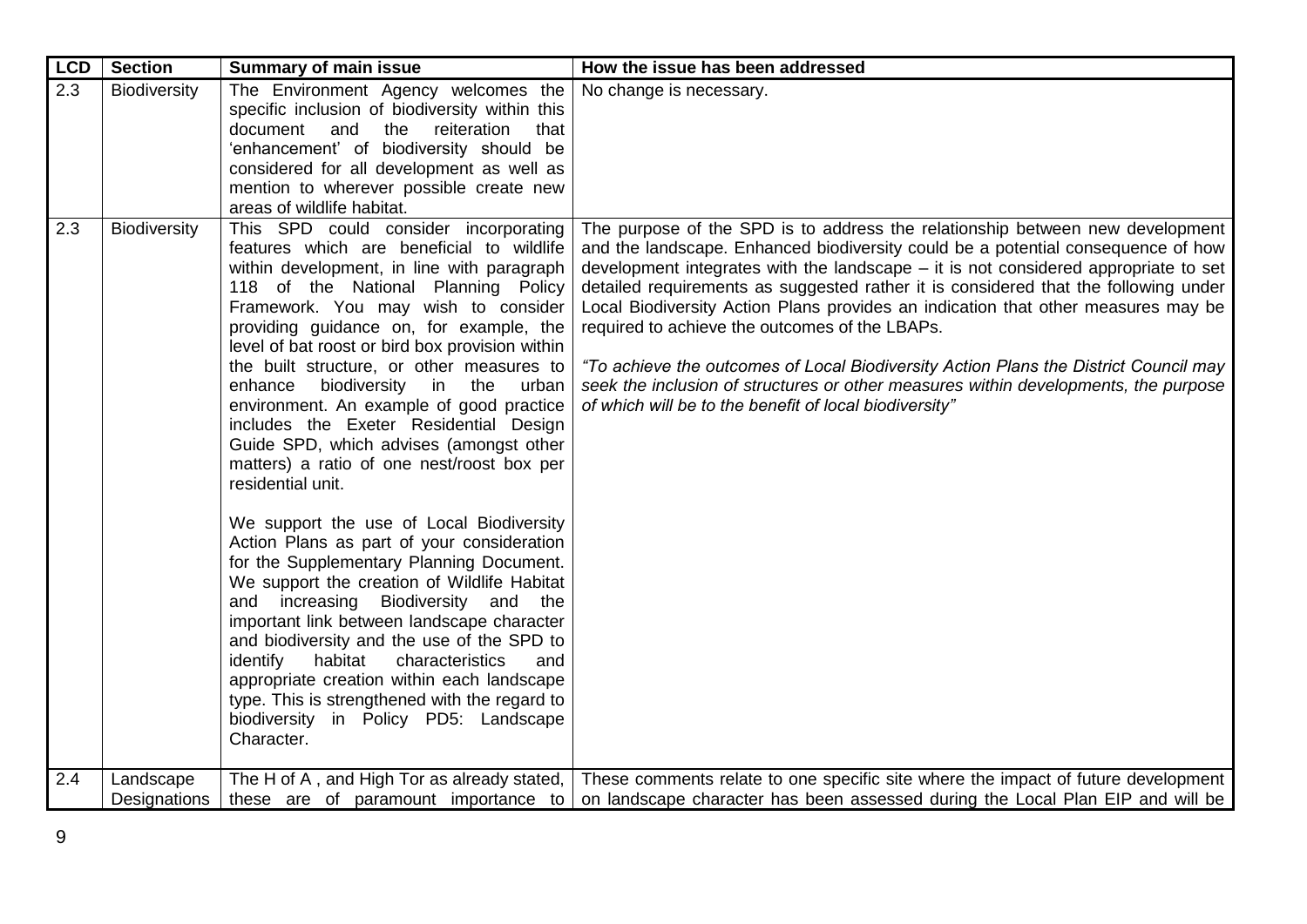| LCD | Section | Summary of main issue | How the issue has been addressed |
|---|---|---|---|
| 2.3 | Biodiversity | The Environment Agency welcomes the specific inclusion of biodiversity within this document and the reiteration that 'enhancement' of biodiversity should be considered for all development as well as mention to wherever possible create new areas of wildlife habitat. | No change is necessary. |
| 2.3 | Biodiversity | This SPD could consider incorporating features which are beneficial to wildlife within development, in line with paragraph 118 of the National Planning Policy Framework. You may wish to consider providing guidance on, for example, the level of bat roost or bird box provision within the built structure, or other measures to enhance biodiversity in the urban environment. An example of good practice includes the Exeter Residential Design Guide SPD, which advises (amongst other matters) a ratio of one nest/roost box per residential unit.<br><br>We support the use of Local Biodiversity Action Plans as part of your consideration for the Supplementary Planning Document. We support the creation of Wildlife Habitat and increasing Biodiversity and the important link between landscape character and biodiversity and the use of the SPD to identify habitat characteristics and appropriate creation within each landscape type. This is strengthened with the regard to biodiversity in Policy PD5: Landscape Character. | The purpose of the SPD is to address the relationship between new development and the landscape. Enhanced biodiversity could be a potential consequence of how development integrates with the landscape – it is not considered appropriate to set detailed requirements as suggested rather it is considered that the following under Local Biodiversity Action Plans provides an indication that other measures may be required to achieve the outcomes of the LBAPs.<br><br>*"To achieve the outcomes of Local Biodiversity Action Plans the District Council may seek the inclusion of structures or other measures within developments, the purpose of which will be to the benefit of local biodiversity"* |
| 2.4 | Landscape Designations | The H of A , and High Tor as already stated, these are of paramount importance to | These comments relate to one specific site where the impact of future development on landscape character has been assessed during the Local Plan EIP and will be |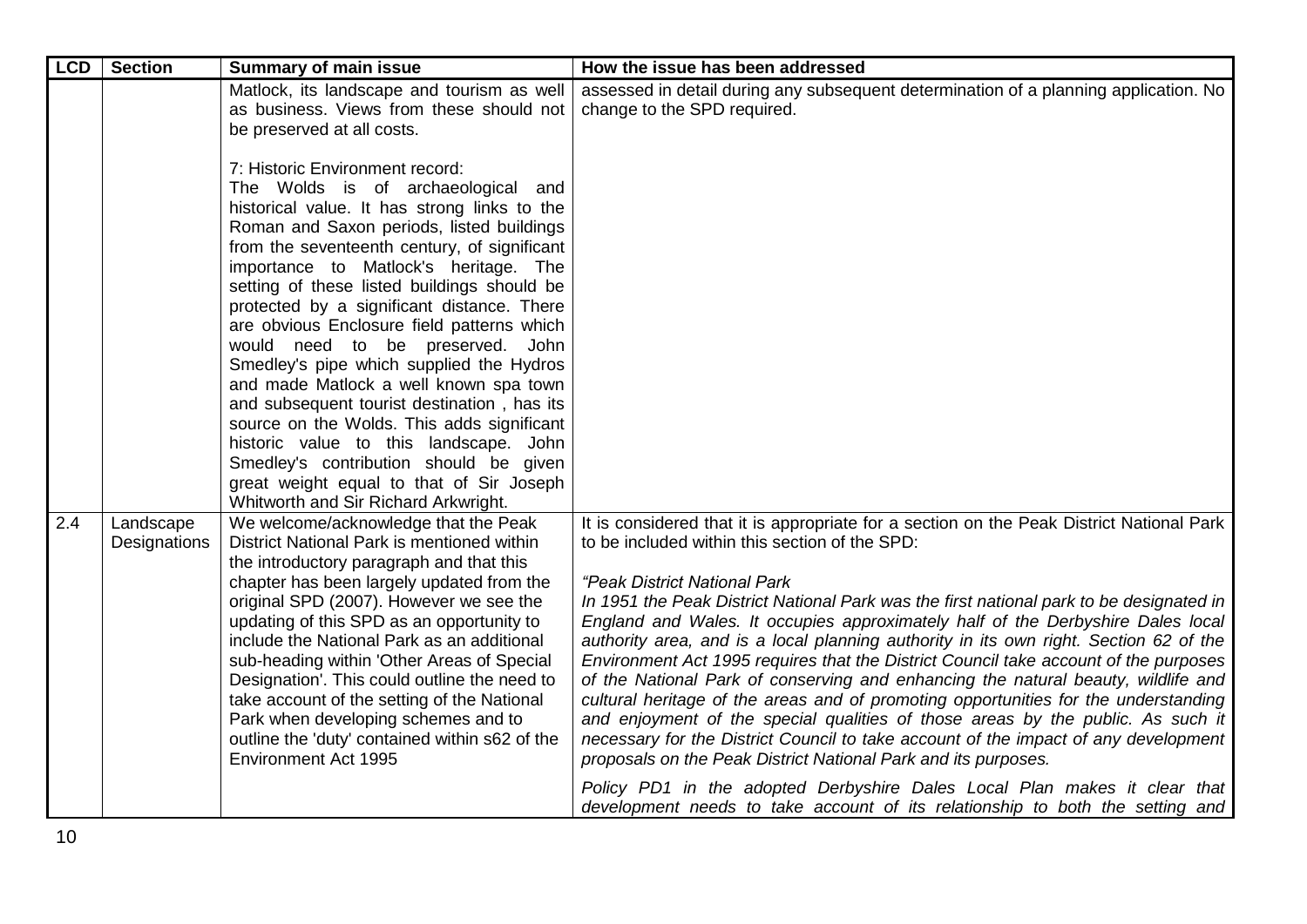| LCD | Section | Summary of main issue | How the issue has been addressed |
|---|---|---|---|
| | | Matlock, its landscape and tourism as well as business. Views from these should not be preserved at all costs.<br><br>7: Historic Environment record:<br>The Wolds is of archaeological and historical value. It has strong links to the Roman and Saxon periods, listed buildings from the seventeenth century, of significant importance to Matlock's heritage. The setting of these listed buildings should be protected by a significant distance. There are obvious Enclosure field patterns which would need to be preserved. John Smedley's pipe which supplied the Hydros and made Matlock a well known spa town and subsequent tourist destination , has its source on the Wolds. This adds significant historic value to this landscape. John Smedley's contribution should be given great weight equal to that of Sir Joseph Whitworth and Sir Richard Arkwright. | assessed in detail during any subsequent determination of a planning application. No change to the SPD required. |
| 2.4 | Landscape Designations | We welcome/acknowledge that the Peak District National Park is mentioned within the introductory paragraph and that this chapter has been largely updated from the original SPD (2007). However we see the updating of this SPD as an opportunity to include the National Park as an additional sub-heading within 'Other Areas of Special Designation'. This could outline the need to take account of the setting of the National Park when developing schemes and to outline the 'duty' contained within s62 of the Environment Act 1995 | It is considered that it is appropriate for a section on the Peak District National Park to be included within this section of the SPD:<br><br>*"Peak District National Park*<br>*In 1951 the Peak District National Park was the first national park to be designated in England and Wales. It occupies approximately half of the Derbyshire Dales local authority area, and is a local planning authority in its own right. Section 62 of the Environment Act 1995 requires that the District Council take account of the purposes of the National Park of conserving and enhancing the natural beauty, wildlife and cultural heritage of the areas and of promoting opportunities for the understanding and enjoyment of the special qualities of those areas by the public. As such it necessary for the District Council to take account of the impact of any development proposals on the Peak District National Park and its purposes.*<br><br>*Policy PD1 in the adopted Derbyshire Dales Local Plan makes it clear that development needs to take account of its relationship to both the setting and* |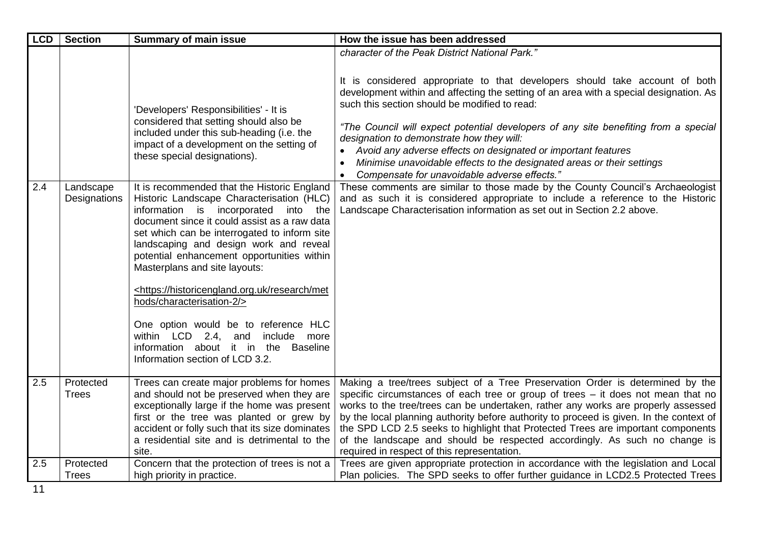| LCD | Section | Summary of main issue | How the issue has been addressed |
|---|---|---|---|
| | | 'Developers' Responsibilities' - It is considered that setting should also be included under this sub-heading (i.e. the impact of a development on the setting of these special designations). | *character of the Peak District National Park."*<br><br>It is considered appropriate to that developers should take account of both development within and affecting the setting of an area with a special designation. As such this section should be modified to read:<br><br>*"The Council will expect potential developers of any site benefiting from a special designation to demonstrate how they will:*<br>• *Avoid any adverse effects on designated or important features*<br>• *Minimise unavoidable effects to the designated areas or their settings*<br>• *Compensate for unavoidable adverse effects."* |
| 2.4 | Landscape Designations | It is recommended that the Historic England Historic Landscape Characterisation (HLC) information is incorporated into the document since it could assist as a raw data set which can be interrogated to inform site landscaping and design work and reveal potential enhancement opportunities within Masterplans and site layouts:<br><br><https://historicengland.org.uk/research/methods/characterisation-2/><br><br>One option would be to reference HLC within LCD 2.4, and include more information about it in the Baseline Information section of LCD 3.2. | These comments are similar to those made by the County Council's Archaeologist and as such it is considered appropriate to include a reference to the Historic Landscape Characterisation information as set out in Section 2.2 above. |
| 2.5 | Protected Trees | Trees can create major problems for homes and should not be preserved when they are exceptionally large if the home was present first or the tree was planted or grew by accident or folly such that its size dominates a residential site and is detrimental to the site. | Making a tree/trees subject of a Tree Preservation Order is determined by the specific circumstances of each tree or group of trees – it does not mean that no works to the tree/trees can be undertaken, rather any works are properly assessed by the local planning authority before authority to proceed is given. In the context of the SPD LCD 2.5 seeks to highlight that Protected Trees are important components of the landscape and should be respected accordingly. As such no change is required in respect of this representation. |
| 2.5 | Protected Trees | Concern that the protection of trees is not a high priority in practice. | Trees are given appropriate protection in accordance with the legislation and Local Plan policies. The SPD seeks to offer further guidance in LCD2.5 Protected Trees |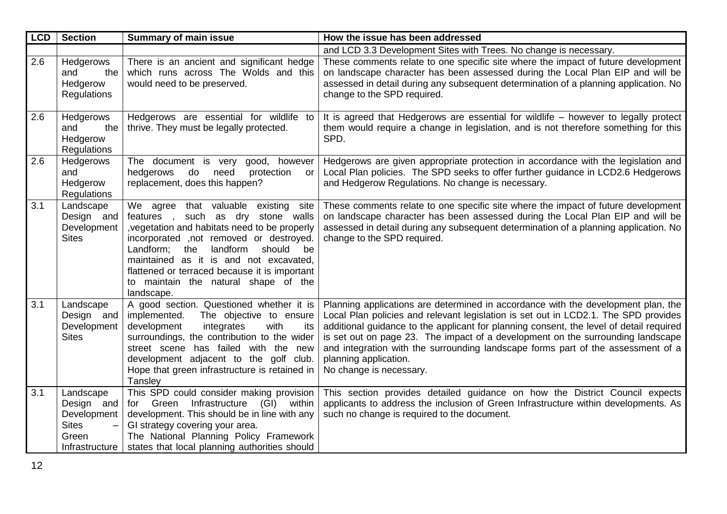| LCD | Section | Summary of main issue | How the issue has been addressed |
|---|---|---|---|
| | | | and LCD 3.3 Development Sites with Trees. No change is necessary. |
| 2.6 | Hedgerows and the Hedgerow Regulations | There is an ancient and significant hedge which runs across The Wolds and this would need to be preserved. | These comments relate to one specific site where the impact of future development on landscape character has been assessed during the Local Plan EIP and will be assessed in detail during any subsequent determination of a planning application. No change to the SPD required. |
| 2.6 | Hedgerows and the Hedgerow Regulations | Hedgerows are essential for wildlife to thrive. They must be legally protected. | It is agreed that Hedgerows are essential for wildlife – however to legally protect them would require a change in legislation, and is not therefore something for this SPD. |
| 2.6 | Hedgerows and Hedgerow Regulations | The document is very good, however hedgerows do need protection or replacement, does this happen? | Hedgerows are given appropriate protection in accordance with the legislation and Local Plan policies. The SPD seeks to offer further guidance in LCD2.6 Hedgerows and Hedgerow Regulations. No change is necessary. |
| 3.1 | Landscape Design and Development Sites | We agree that valuable existing site features , such as dry stone walls ,vegetation and habitats need to be properly incorporated ,not removed or destroyed. Landform; the landform should be maintained as it is and not excavated, flattened or terraced because it is important to maintain the natural shape of the landscape. | These comments relate to one specific site where the impact of future development on landscape character has been assessed during the Local Plan EIP and will be assessed in detail during any subsequent determination of a planning application. No change to the SPD required. |
| 3.1 | Landscape Design and Development Sites | A good section. Questioned whether it is implemented. The objective to ensure development integrates with its surroundings, the contribution to the wider street scene has failed with the new development adjacent to the golf club. Hope that green infrastructure is retained in Tansley | Planning applications are determined in accordance with the development plan, the Local Plan policies and relevant legislation is set out in LCD2.1. The SPD provides additional guidance to the applicant for planning consent, the level of detail required is set out on page 23. The impact of a development on the surrounding landscape and integration with the surrounding landscape forms part of the assessment of a planning application.<br>No change is necessary. |
| 3.1 | Landscape Design and Development Sites – Green Infrastructure | This SPD could consider making provision for Green Infrastructure (GI) within development. This should be in line with any GI strategy covering your area.<br>The National Planning Policy Framework states that local planning authorities should | This section provides detailed guidance on how the District Council expects applicants to address the inclusion of Green Infrastructure within developments. As such no change is required to the document. |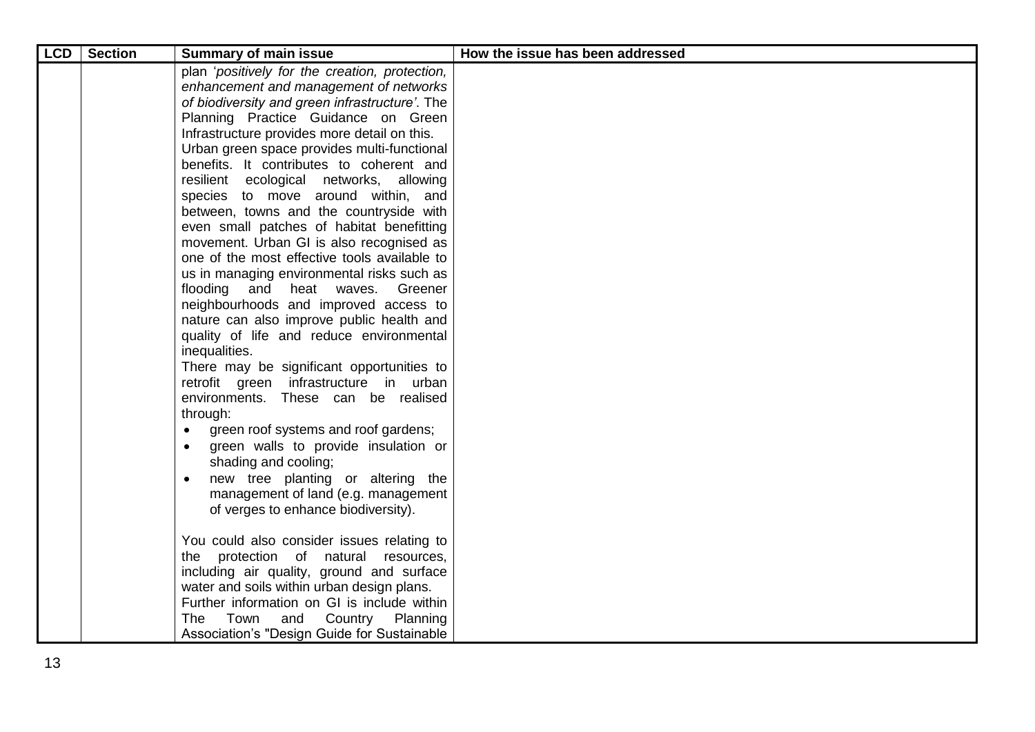| LCD | Section | Summary of main issue | How the issue has been addressed |
|---|---|---|---|
| | | plan '*positively for the creation, protection, enhancement and management of networks of biodiversity and green infrastructure*'. The Planning Practice Guidance on Green Infrastructure provides more detail on this.<br>Urban green space provides multi-functional benefits. It contributes to coherent and resilient ecological networks, allowing species to move around within, and between, towns and the countryside with even small patches of habitat benefitting movement. Urban GI is also recognised as one of the most effective tools available to us in managing environmental risks such as flooding and heat waves. Greener neighbourhoods and improved access to nature can also improve public health and quality of life and reduce environmental inequalities.<br>There may be significant opportunities to retrofit green infrastructure in urban environments. These can be realised through:<br>• green roof systems and roof gardens;<br>• green walls to provide insulation or shading and cooling;<br>• new tree planting or altering the management of land (e.g. management of verges to enhance biodiversity).<br><br>You could also consider issues relating to the protection of natural resources, including air quality, ground and surface water and soils within urban design plans.<br>Further information on GI is include within The Town and Country Planning Association's "Design Guide for Sustainable | |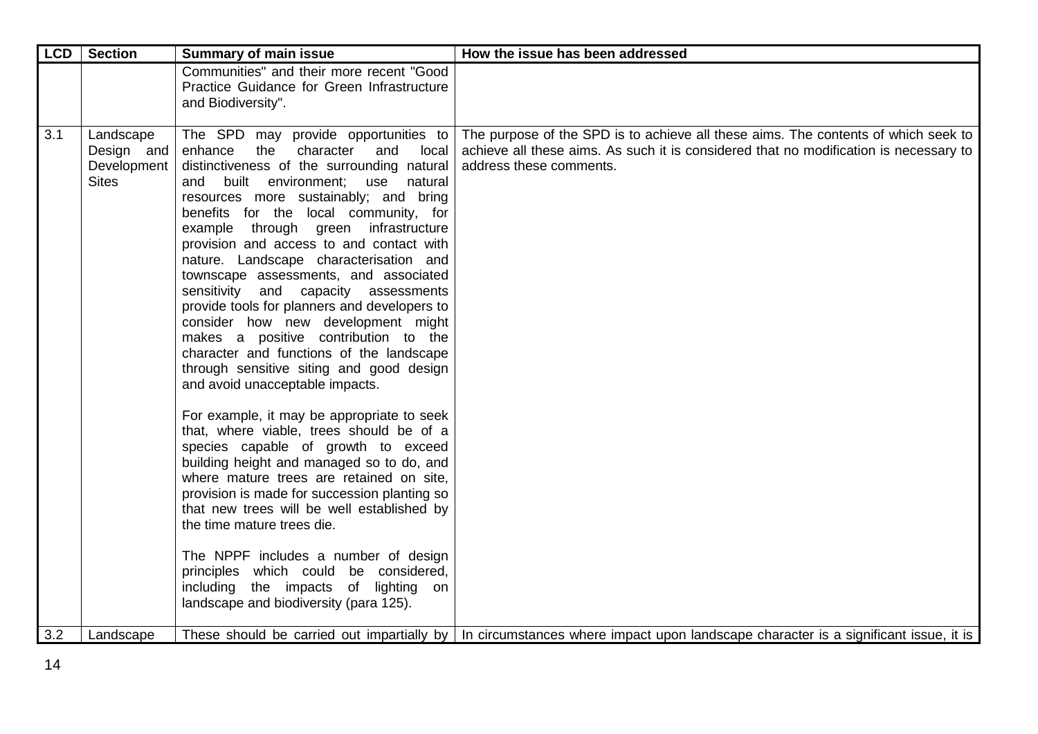| LCD | Section | Summary of main issue | How the issue has been addressed |
|---|---|---|---|
| | | Communities" and their more recent "Good Practice Guidance for Green Infrastructure and Biodiversity". | |
| 3.1 | Landscape Design and Development Sites | The SPD may provide opportunities to enhance the character and local distinctiveness of the surrounding natural and built environment; use natural resources more sustainably; and bring benefits for the local community, for example through green infrastructure provision and access to and contact with nature. Landscape characterisation and townscape assessments, and associated sensitivity and capacity assessments provide tools for planners and developers to consider how new development might makes a positive contribution to the character and functions of the landscape through sensitive siting and good design and avoid unacceptable impacts.<br><br>For example, it may be appropriate to seek that, where viable, trees should be of a species capable of growth to exceed building height and managed so to do, and where mature trees are retained on site, provision is made for succession planting so that new trees will be well established by the time mature trees die.<br><br>The NPPF includes a number of design principles which could be considered, including the impacts of lighting on landscape and biodiversity (para 125). | The purpose of the SPD is to achieve all these aims. The contents of which seek to achieve all these aims. As such it is considered that no modification is necessary to address these comments. |
| 3.2 | Landscape | These should be carried out impartially by | In circumstances where impact upon landscape character is a significant issue, it is |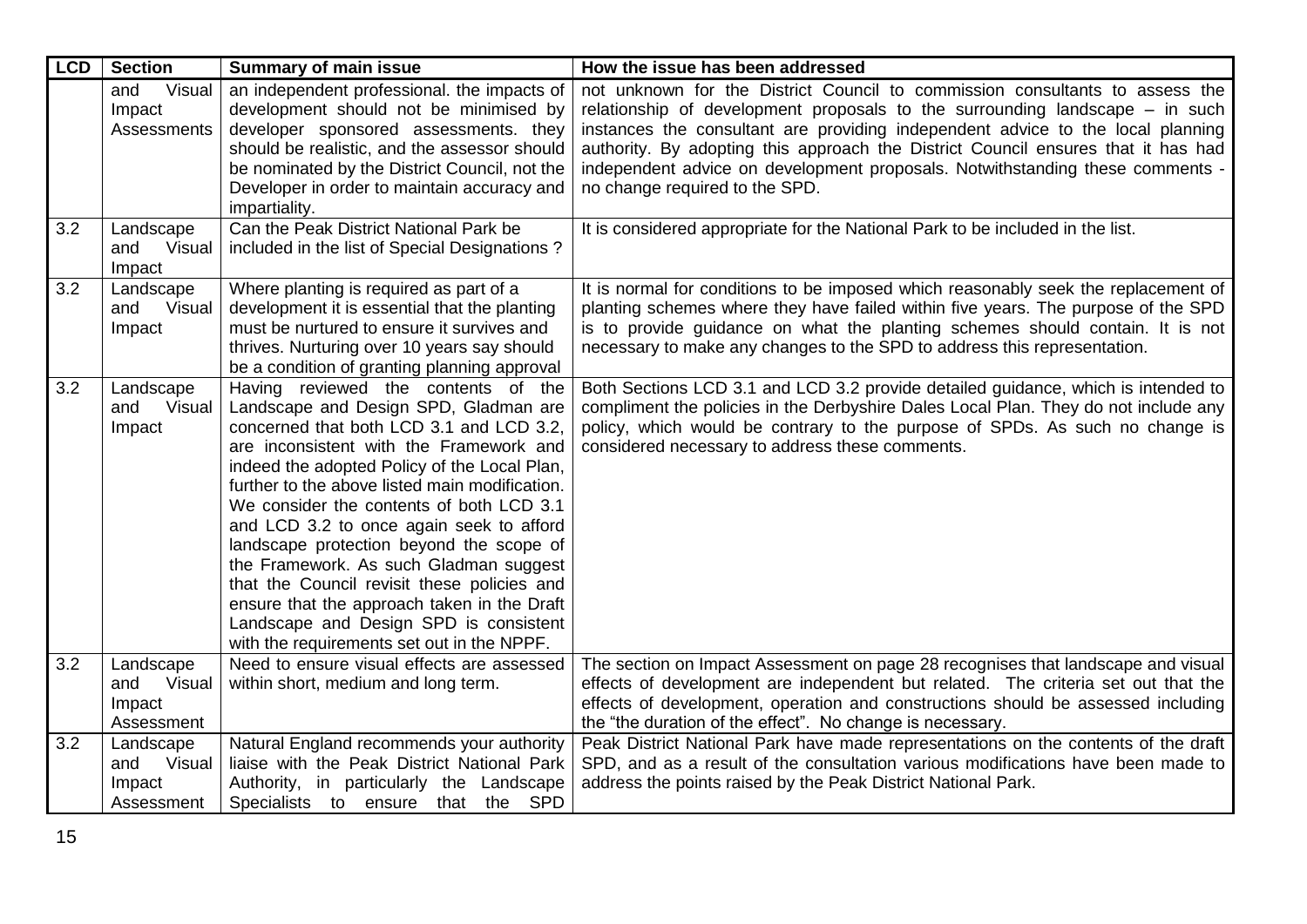| LCD | Section | Summary of main issue | How the issue has been addressed |
|---|---|---|---|
| | and Visual Impact Assessments | an independent professional. the impacts of development should not be minimised by developer sponsored assessments. they should be realistic, and the assessor should be nominated by the District Council, not the Developer in order to maintain accuracy and impartiality. | not unknown for the District Council to commission consultants to assess the relationship of development proposals to the surrounding landscape – in such instances the consultant are providing independent advice to the local planning authority. By adopting this approach the District Council ensures that it has had independent advice on development proposals. Notwithstanding these comments - no change required to the SPD. |
| 3.2 | Landscape and Visual Impact | Can the Peak District National Park be included in the list of Special Designations ? | It is considered appropriate for the National Park to be included in the list. |
| 3.2 | Landscape and Visual Impact | Where planting is required as part of a development it is essential that the planting must be nurtured to ensure it survives and thrives. Nurturing over 10 years say should be a condition of granting planning approval | It is normal for conditions to be imposed which reasonably seek the replacement of planting schemes where they have failed within five years. The purpose of the SPD is to provide guidance on what the planting schemes should contain. It is not necessary to make any changes to the SPD to address this representation. |
| 3.2 | Landscape and Visual Impact | Having reviewed the contents of the Landscape and Design SPD, Gladman are concerned that both LCD 3.1 and LCD 3.2, are inconsistent with the Framework and indeed the adopted Policy of the Local Plan, further to the above listed main modification. We consider the contents of both LCD 3.1 and LCD 3.2 to once again seek to afford landscape protection beyond the scope of the Framework. As such Gladman suggest that the Council revisit these policies and ensure that the approach taken in the Draft Landscape and Design SPD is consistent with the requirements set out in the NPPF. | Both Sections LCD 3.1 and LCD 3.2 provide detailed guidance, which is intended to compliment the policies in the Derbyshire Dales Local Plan. They do not include any policy, which would be contrary to the purpose of SPDs. As such no change is considered necessary to address these comments. |
| 3.2 | Landscape and Visual Impact Assessment | Need to ensure visual effects are assessed within short, medium and long term. | The section on Impact Assessment on page 28 recognises that landscape and visual effects of development are independent but related. The criteria set out that the effects of development, operation and constructions should be assessed including the "the duration of the effect". No change is necessary. |
| 3.2 | Landscape and Visual Impact Assessment | Natural England recommends your authority liaise with the Peak District National Park Authority, in particularly the Landscape Specialists to ensure that the SPD | Peak District National Park have made representations on the contents of the draft SPD, and as a result of the consultation various modifications have been made to address the points raised by the Peak District National Park. |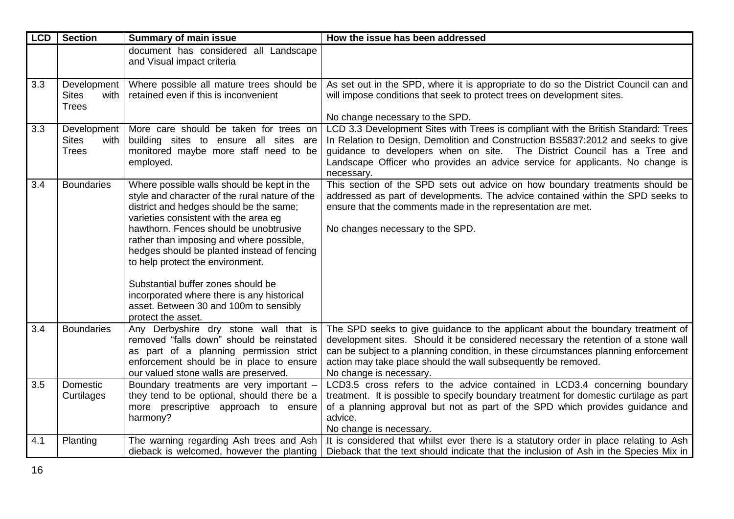| LCD | Section | Summary of main issue | How the issue has been addressed |
|---|---|---|---|
| | | document has considered all Landscape and Visual impact criteria | |
| 3.3 | Development Sites with Trees | Where possible all mature trees should be retained even if this is inconvenient | As set out in the SPD, where it is appropriate to do so the District Council can and will impose conditions that seek to protect trees on development sites.<br><br>No change necessary to the SPD. |
| 3.3 | Development Sites with Trees | More care should be taken for trees on building sites to ensure all sites are monitored maybe more staff need to be employed. | LCD 3.3 Development Sites with Trees is compliant with the British Standard: Trees In Relation to Design, Demolition and Construction BS5837:2012 and seeks to give guidance to developers when on site. The District Council has a Tree and Landscape Officer who provides an advice service for applicants. No change is necessary. |
| 3.4 | Boundaries | Where possible walls should be kept in the style and character of the rural nature of the district and hedges should be the same; varieties consistent with the area eg hawthorn. Fences should be unobtrusive rather than imposing and where possible, hedges should be planted instead of fencing to help protect the environment.<br><br>Substantial buffer zones should be incorporated where there is any historical asset. Between 30 and 100m to sensibly protect the asset. | This section of the SPD sets out advice on how boundary treatments should be addressed as part of developments. The advice contained within the SPD seeks to ensure that the comments made in the representation are met.<br><br>No changes necessary to the SPD. |
| 3.4 | Boundaries | Any Derbyshire dry stone wall that is removed "falls down" should be reinstated as part of a planning permission strict enforcement should be in place to ensure our valued stone walls are preserved. | The SPD seeks to give guidance to the applicant about the boundary treatment of development sites. Should it be considered necessary the retention of a stone wall can be subject to a planning condition, in these circumstances planning enforcement action may take place should the wall subsequently be removed.<br>No change is necessary. |
| 3.5 | Domestic Curtilages | Boundary treatments are very important – they tend to be optional, should there be a more prescriptive approach to ensure harmony? | LCD3.5 cross refers to the advice contained in LCD3.4 concerning boundary treatment. It is possible to specify boundary treatment for domestic curtilage as part of a planning approval but not as part of the SPD which provides guidance and advice.<br>No change is necessary. |
| 4.1 | Planting | The warning regarding Ash trees and Ash dieback is welcomed, however the planting | It is considered that whilst ever there is a statutory order in place relating to Ash Dieback that the text should indicate that the inclusion of Ash in the Species Mix in |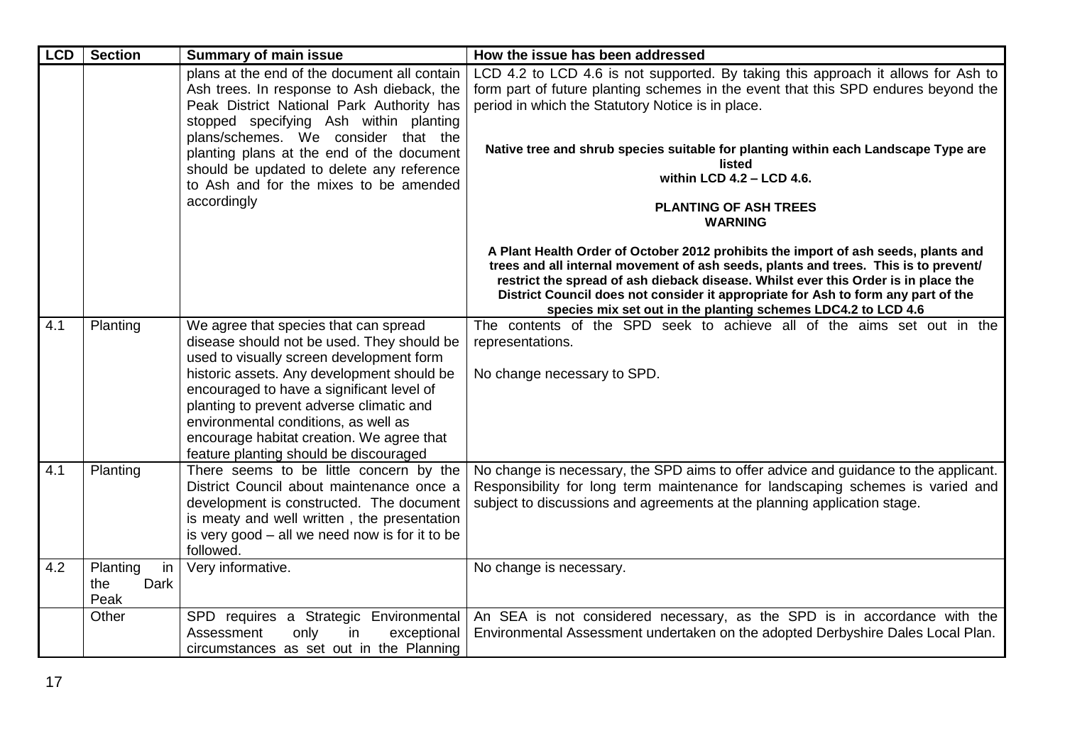| LCD | Section | Summary of main issue | How the issue has been addressed |
|---|---|---|---|
| | | plans at the end of the document all contain Ash trees. In response to Ash dieback, the Peak District National Park Authority has stopped specifying Ash within planting plans/schemes. We consider that the planting plans at the end of the document should be updated to delete any reference to Ash and for the mixes to be amended accordingly | LCD 4.2 to LCD 4.6 is not supported. By taking this approach it allows for Ash to form part of future planting schemes in the event that this SPD endures beyond the period in which the Statutory Notice is in place.<br><br>**Native tree and shrub species suitable for planting within each Landscape Type are listed within LCD 4.2 – LCD 4.6.**<br><br>**PLANTING OF ASH TREES WARNING**<br><br>**A Plant Health Order of October 2012 prohibits the import of ash seeds, plants and trees and all internal movement of ash seeds, plants and trees. This is to prevent/ restrict the spread of ash dieback disease. Whilst ever this Order is in place the District Council does not consider it appropriate for Ash to form any part of the species mix set out in the planting schemes LDC4.2 to LCD 4.6** |
| 4.1 | Planting | We agree that species that can spread disease should not be used. They should be used to visually screen development form historic assets. Any development should be encouraged to have a significant level of planting to prevent adverse climatic and environmental conditions, as well as encourage habitat creation. We agree that feature planting should be discouraged | The contents of the SPD seek to achieve all of the aims set out in the representations.<br><br>No change necessary to SPD. |
| 4.1 | Planting | There seems to be little concern by the District Council about maintenance once a development is constructed. The document is meaty and well written , the presentation is very good – all we need now is for it to be followed. | No change is necessary, the SPD aims to offer advice and guidance to the applicant. Responsibility for long term maintenance for landscaping schemes is varied and subject to discussions and agreements at the planning application stage. |
| 4.2 | Planting in the Dark Peak | Very informative. | No change is necessary. |
| | Other | SPD requires a Strategic Environmental Assessment only in exceptional circumstances as set out in the Planning | An SEA is not considered necessary, as the SPD is in accordance with the Environmental Assessment undertaken on the adopted Derbyshire Dales Local Plan. |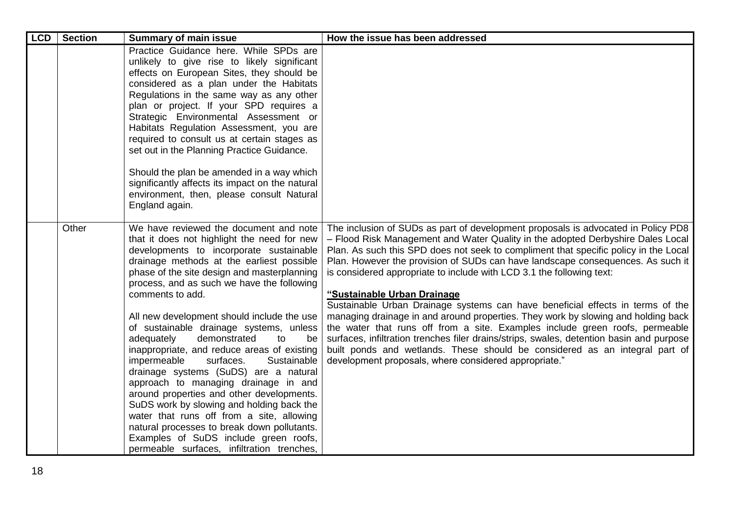| LCD | Section | Summary of main issue | How the issue has been addressed |
|---|---|---|---|
| | | Practice Guidance here. While SPDs are unlikely to give rise to likely significant effects on European Sites, they should be considered as a plan under the Habitats Regulations in the same way as any other plan or project. If your SPD requires a Strategic Environmental Assessment or Habitats Regulation Assessment, you are required to consult us at certain stages as set out in the Planning Practice Guidance.<br><br>Should the plan be amended in a way which significantly affects its impact on the natural environment, then, please consult Natural England again. | |
| | Other | We have reviewed the document and note that it does not highlight the need for new developments to incorporate sustainable drainage methods at the earliest possible phase of the site design and masterplanning process, and as such we have the following comments to add.<br><br>All new development should include the use of sustainable drainage systems, unless adequately demonstrated to be inappropriate, and reduce areas of existing impermeable surfaces. Sustainable drainage systems (SuDS) are a natural approach to managing drainage in and around properties and other developments. SuDS work by slowing and holding back the water that runs off from a site, allowing natural processes to break down pollutants. Examples of SuDS include green roofs, permeable surfaces, infiltration trenches, | The inclusion of SUDs as part of development proposals is advocated in Policy PD8 – Flood Risk Management and Water Quality in the adopted Derbyshire Dales Local Plan. As such this SPD does not seek to compliment that specific policy in the Local Plan. However the provision of SUDs can have landscape consequences. As such it is considered appropriate to include with LCD 3.1 the following text:<br><br>**<u>"Sustainable Urban Drainage</u>**<br>Sustainable Urban Drainage systems can have beneficial effects in terms of the managing drainage in and around properties. They work by slowing and holding back the water that runs off from a site. Examples include green roofs, permeable surfaces, infiltration trenches filer drains/strips, swales, detention basin and purpose built ponds and wetlands. These should be considered as an integral part of development proposals, where considered appropriate." |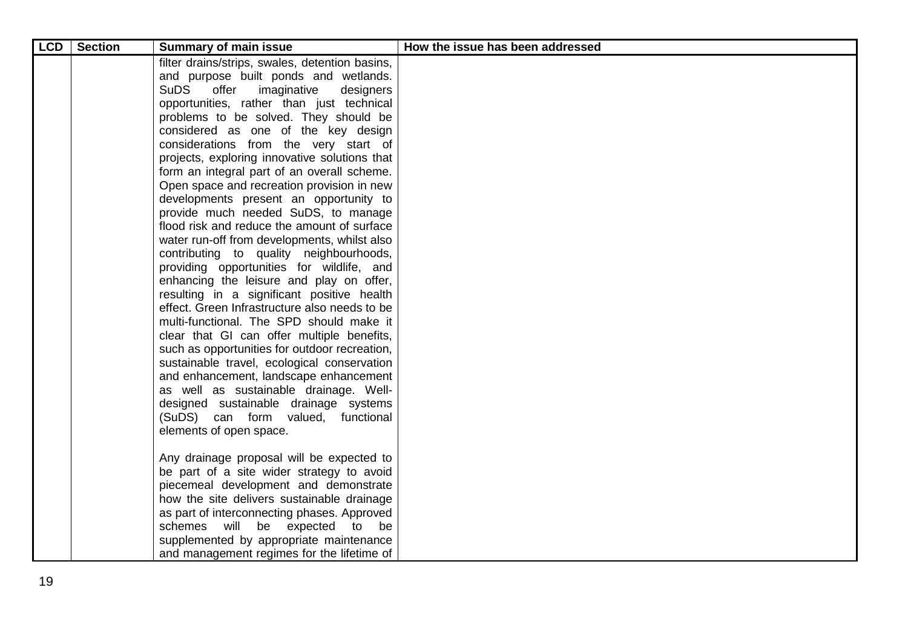| LCD | Section | Summary of main issue | How the issue has been addressed |
| --- | --- | --- | --- |
| | | filter drains/strips, swales, detention basins, and purpose built ponds and wetlands. SuDS offer imaginative designers opportunities, rather than just technical problems to be solved. They should be considered as one of the key design considerations from the very start of projects, exploring innovative solutions that form an integral part of an overall scheme. Open space and recreation provision in new developments present an opportunity to provide much needed SuDS, to manage flood risk and reduce the amount of surface water run-off from developments, whilst also contributing to quality neighbourhoods, providing opportunities for wildlife, and enhancing the leisure and play on offer, resulting in a significant positive health effect. Green Infrastructure also needs to be multi-functional. The SPD should make it clear that GI can offer multiple benefits, such as opportunities for outdoor recreation, sustainable travel, ecological conservation and enhancement, landscape enhancement as well as sustainable drainage. Well-designed sustainable drainage systems (SuDS) can form valued, functional elements of open space.<br><br>Any drainage proposal will be expected to be part of a site wider strategy to avoid piecemeal development and demonstrate how the site delivers sustainable drainage as part of interconnecting phases. Approved schemes will be expected to be supplemented by appropriate maintenance and management regimes for the lifetime of | |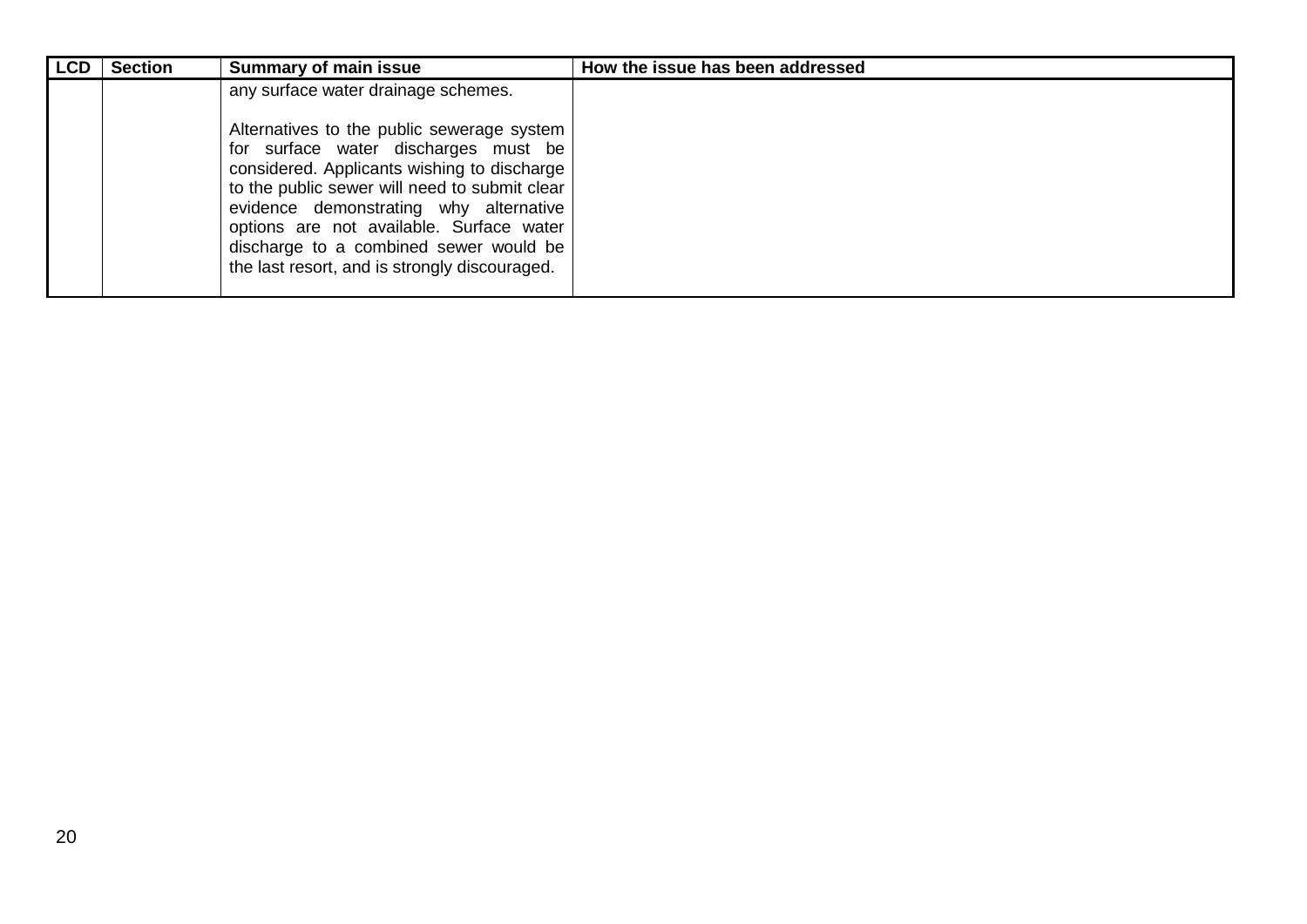| LCD | Section | Summary of main issue | How the issue has been addressed |
|---|---|---|---|
| | | any surface water drainage schemes.<br><br>Alternatives to the public sewerage system for surface water discharges must be considered. Applicants wishing to discharge to the public sewer will need to submit clear evidence demonstrating why alternative options are not available. Surface water discharge to a combined sewer would be the last resort, and is strongly discouraged. | |